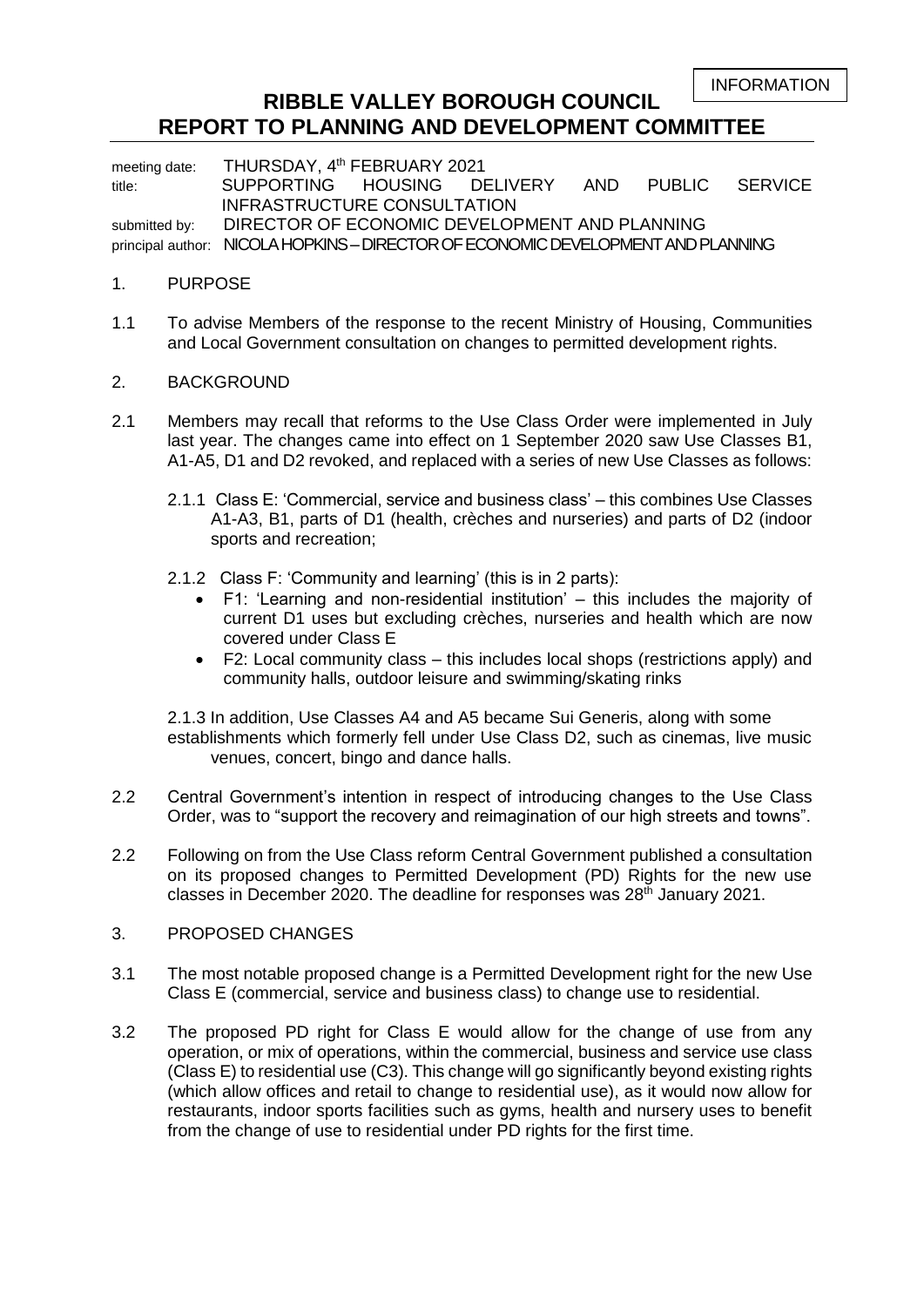INFORMATION

# RIBBLE VALLEY BOROUGH COUNCIL
# REPORT TO PLANNING AND DEVELOPMENT COMMITTEE

meeting date: THURSDAY, 4th FEBRUARY 2021
title: SUPPORTING HOUSING DELIVERY AND PUBLIC SERVICE INFRASTRUCTURE CONSULTATION
submitted by: DIRECTOR OF ECONOMIC DEVELOPMENT AND PLANNING
principal author: NICOLA HOPKINS – DIRECTOR OF ECONOMIC DEVELOPMENT AND PLANNING

1. PURPOSE

1.1 To advise Members of the response to the recent Ministry of Housing, Communities and Local Government consultation on changes to permitted development rights.

2. BACKGROUND

2.1 Members may recall that reforms to the Use Class Order were implemented in July last year. The changes came into effect on 1 September 2020 saw Use Classes B1, A1-A5, D1 and D2 revoked, and replaced with a series of new Use Classes as follows:

2.1.1 Class E: 'Commercial, service and business class' – this combines Use Classes A1-A3, B1, parts of D1 (health, crèches and nurseries) and parts of D2 (indoor sports and recreation;

2.1.2 Class F: 'Community and learning' (this is in 2 parts):

- F1: 'Learning and non-residential institution' – this includes the majority of current D1 uses but excluding crèches, nurseries and health which are now covered under Class E
- F2: Local community class – this includes local shops (restrictions apply) and community halls, outdoor leisure and swimming/skating rinks

2.1.3 In addition, Use Classes A4 and A5 became Sui Generis, along with some establishments which formerly fell under Use Class D2, such as cinemas, live music venues, concert, bingo and dance halls.

2.2 Central Government's intention in respect of introducing changes to the Use Class Order, was to "support the recovery and reimagination of our high streets and towns".

2.2 Following on from the Use Class reform Central Government published a consultation on its proposed changes to Permitted Development (PD) Rights for the new use classes in December 2020. The deadline for responses was 28th January 2021.

3. PROPOSED CHANGES

3.1 The most notable proposed change is a Permitted Development right for the new Use Class E (commercial, service and business class) to change use to residential.

3.2 The proposed PD right for Class E would allow for the change of use from any operation, or mix of operations, within the commercial, business and service use class (Class E) to residential use (C3). This change will go significantly beyond existing rights (which allow offices and retail to change to residential use), as it would now allow for restaurants, indoor sports facilities such as gyms, health and nursery uses to benefit from the change of use to residential under PD rights for the first time.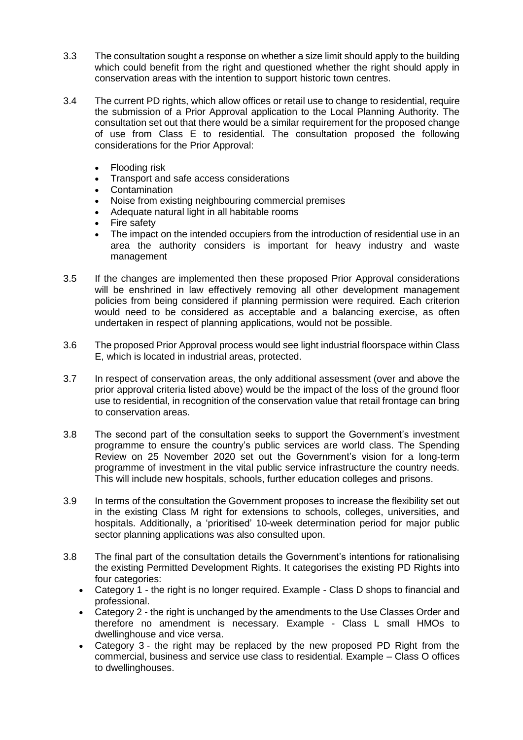3.3 The consultation sought a response on whether a size limit should apply to the building which could benefit from the right and questioned whether the right should apply in conservation areas with the intention to support historic town centres.

3.4 The current PD rights, which allow offices or retail use to change to residential, require the submission of a Prior Approval application to the Local Planning Authority. The consultation set out that there would be a similar requirement for the proposed change of use from Class E to residential. The consultation proposed the following considerations for the Prior Approval:

- Flooding risk
- Transport and safe access considerations
- Contamination
- Noise from existing neighbouring commercial premises
- Adequate natural light in all habitable rooms
- Fire safety
- The impact on the intended occupiers from the introduction of residential use in an area the authority considers is important for heavy industry and waste management

3.5 If the changes are implemented then these proposed Prior Approval considerations will be enshrined in law effectively removing all other development management policies from being considered if planning permission were required. Each criterion would need to be considered as acceptable and a balancing exercise, as often undertaken in respect of planning applications, would not be possible.

3.6 The proposed Prior Approval process would see light industrial floorspace within Class E, which is located in industrial areas, protected.

3.7 In respect of conservation areas, the only additional assessment (over and above the prior approval criteria listed above) would be the impact of the loss of the ground floor use to residential, in recognition of the conservation value that retail frontage can bring to conservation areas.

3.8 The second part of the consultation seeks to support the Government's investment programme to ensure the country's public services are world class. The Spending Review on 25 November 2020 set out the Government's vision for a long-term programme of investment in the vital public service infrastructure the country needs. This will include new hospitals, schools, further education colleges and prisons.

3.9 In terms of the consultation the Government proposes to increase the flexibility set out in the existing Class M right for extensions to schools, colleges, universities, and hospitals. Additionally, a 'prioritised' 10-week determination period for major public sector planning applications was also consulted upon.

3.8 The final part of the consultation details the Government's intentions for rationalising the existing Permitted Development Rights. It categorises the existing PD Rights into four categories:

- Category 1 - the right is no longer required. Example - Class D shops to financial and professional.
- Category 2 - the right is unchanged by the amendments to the Use Classes Order and therefore no amendment is necessary. Example - Class L small HMOs to dwellinghouse and vice versa.
- Category 3 - the right may be replaced by the new proposed PD Right from the commercial, business and service use class to residential. Example – Class O offices to dwellinghouses.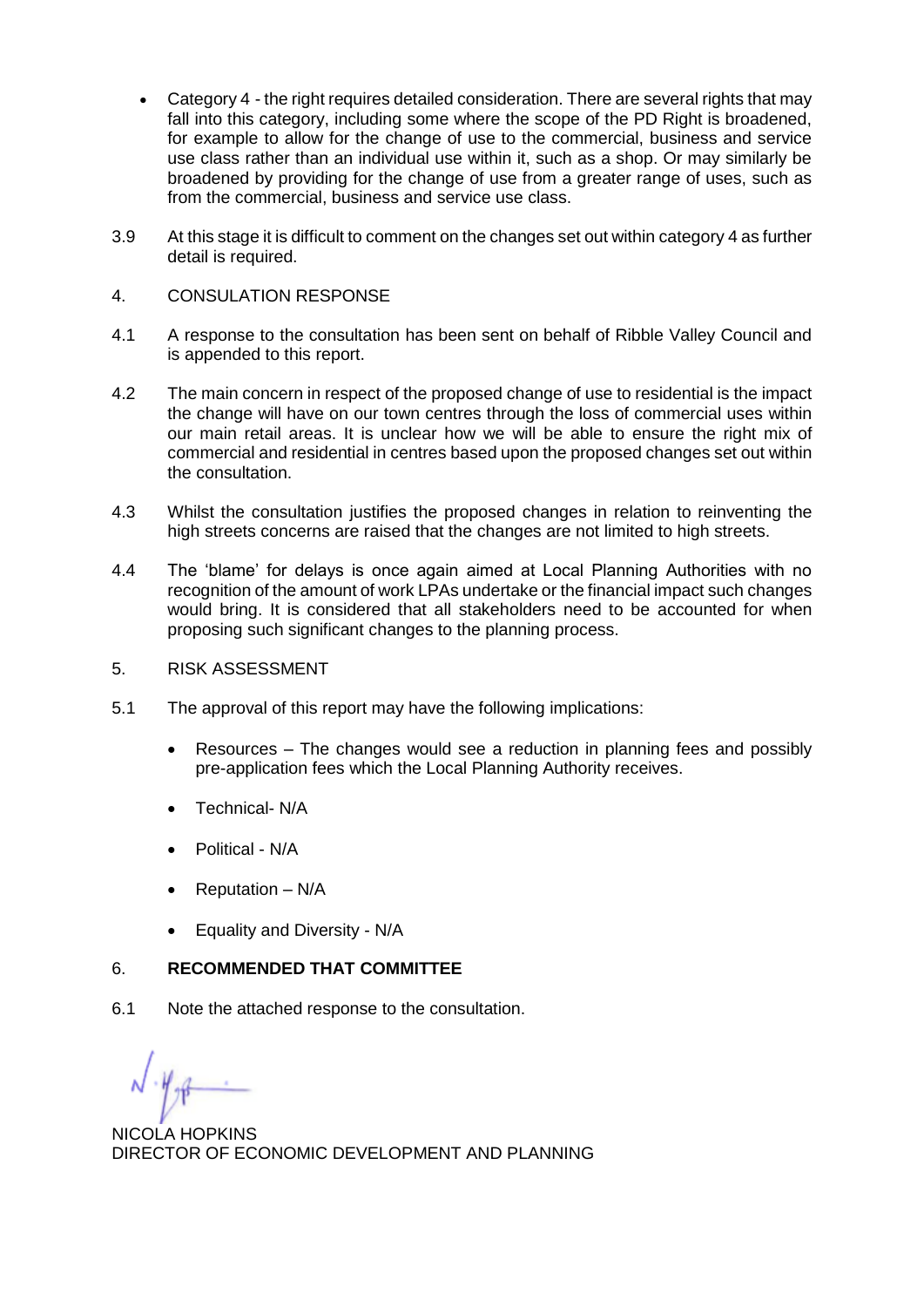- Category 4 - the right requires detailed consideration. There are several rights that may fall into this category, including some where the scope of the PD Right is broadened, for example to allow for the change of use to the commercial, business and service use class rather than an individual use within it, such as a shop. Or may similarly be broadened by providing for the change of use from a greater range of uses, such as from the commercial, business and service use class.

3.9 At this stage it is difficult to comment on the changes set out within category 4 as further detail is required.

4. CONSULATION RESPONSE

4.1 A response to the consultation has been sent on behalf of Ribble Valley Council and is appended to this report.

4.2 The main concern in respect of the proposed change of use to residential is the impact the change will have on our town centres through the loss of commercial uses within our main retail areas. It is unclear how we will be able to ensure the right mix of commercial and residential in centres based upon the proposed changes set out within the consultation.

4.3 Whilst the consultation justifies the proposed changes in relation to reinventing the high streets concerns are raised that the changes are not limited to high streets.

4.4 The 'blame' for delays is once again aimed at Local Planning Authorities with no recognition of the amount of work LPAs undertake or the financial impact such changes would bring. It is considered that all stakeholders need to be accounted for when proposing such significant changes to the planning process.

5. RISK ASSESSMENT

5.1 The approval of this report may have the following implications:

- Resources – The changes would see a reduction in planning fees and possibly pre-application fees which the Local Planning Authority receives.
- Technical- N/A
- Political - N/A
- Reputation – N/A
- Equality and Diversity - N/A

6. **RECOMMENDED THAT COMMITTEE**

6.1 Note the attached response to the consultation.

NICOLA HOPKINS
DIRECTOR OF ECONOMIC DEVELOPMENT AND PLANNING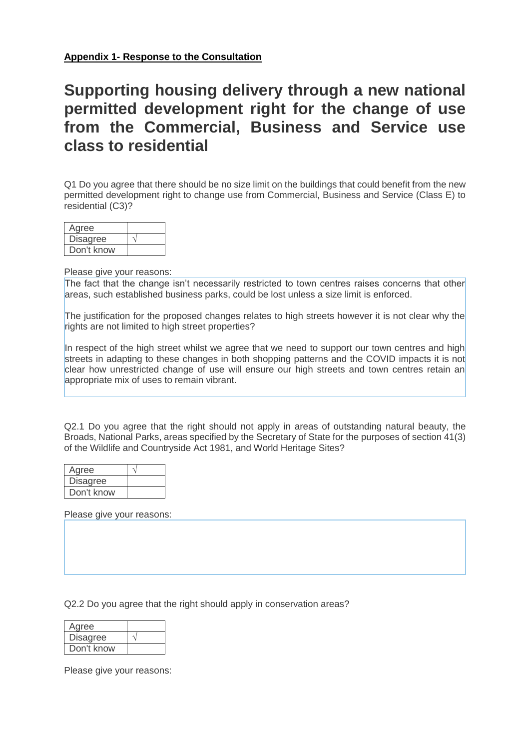**Appendix 1- Response to the Consultation**

# Supporting housing delivery through a new national permitted development right for the change of use from the Commercial, Business and Service use class to residential

Q1 Do you agree that there should be no size limit on the buildings that could benefit from the new permitted development right to change use from Commercial, Business and Service (Class E) to residential (C3)?

| | |
|---|---|
| Agree | |
| Disagree | √ |
| Don't know | |

Please give your reasons:

The fact that the change isn't necessarily restricted to town centres raises concerns that other areas, such established business parks, could be lost unless a size limit is enforced.

The justification for the proposed changes relates to high streets however it is not clear why the rights are not limited to high street properties?

In respect of the high street whilst we agree that we need to support our town centres and high streets in adapting to these changes in both shopping patterns and the COVID impacts it is not clear how unrestricted change of use will ensure our high streets and town centres retain an appropriate mix of uses to remain vibrant.

Q2.1 Do you agree that the right should not apply in areas of outstanding natural beauty, the Broads, National Parks, areas specified by the Secretary of State for the purposes of section 41(3) of the Wildlife and Countryside Act 1981, and World Heritage Sites?

| | |
|---|---|
| Agree | √ |
| Disagree | |
| Don't know | |

Please give your reasons:

Q2.2 Do you agree that the right should apply in conservation areas?

| | |
|---|---|
| Agree | |
| Disagree | √ |
| Don't know | |

Please give your reasons: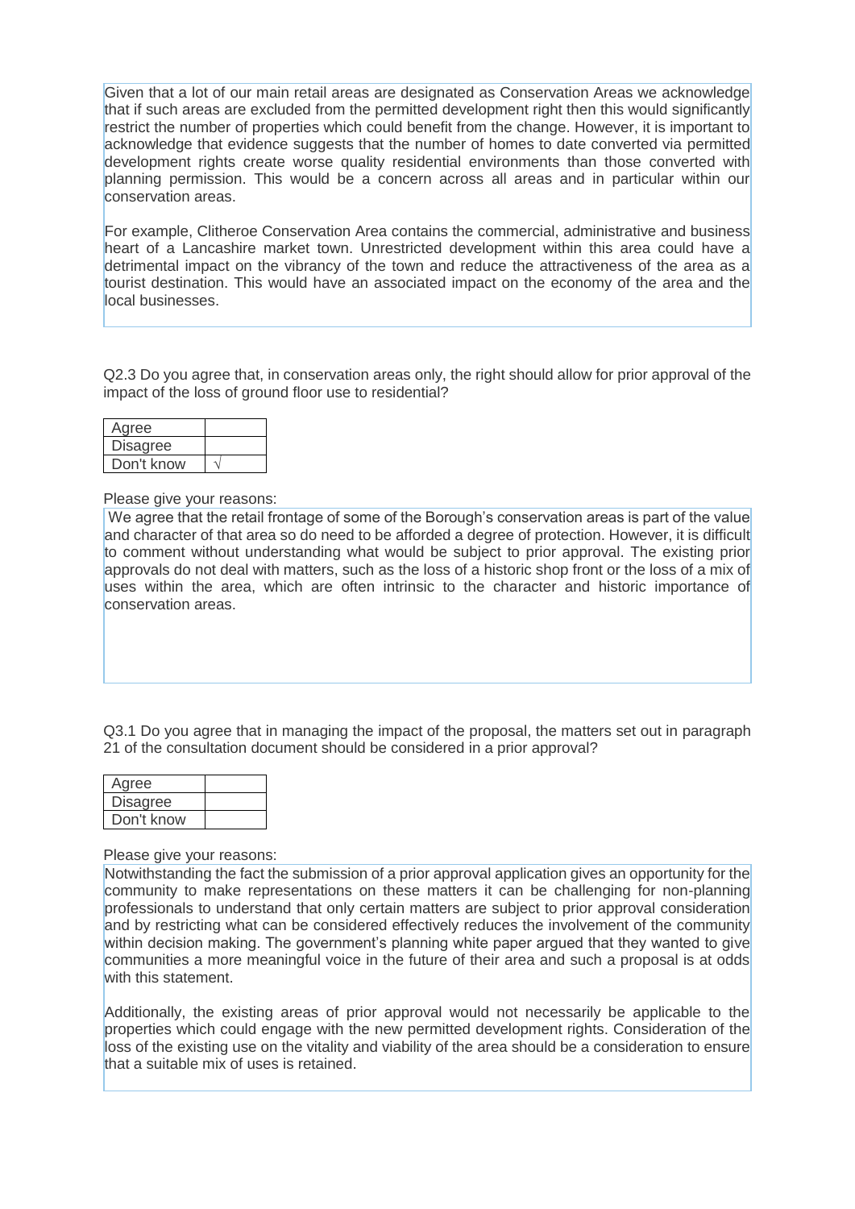Given that a lot of our main retail areas are designated as Conservation Areas we acknowledge that if such areas are excluded from the permitted development right then this would significantly restrict the number of properties which could benefit from the change. However, it is important to acknowledge that evidence suggests that the number of homes to date converted via permitted development rights create worse quality residential environments than those converted with planning permission. This would be a concern across all areas and in particular within our conservation areas.

For example, Clitheroe Conservation Area contains the commercial, administrative and business heart of a Lancashire market town. Unrestricted development within this area could have a detrimental impact on the vibrancy of the town and reduce the attractiveness of the area as a tourist destination. This would have an associated impact on the economy of the area and the local businesses.

Q2.3 Do you agree that, in conservation areas only, the right should allow for prior approval of the impact of the loss of ground floor use to residential?

| | |
|---|---|
| Agree | |
| Disagree | |
| Don't know | √ |

Please give your reasons:

We agree that the retail frontage of some of the Borough's conservation areas is part of the value and character of that area so do need to be afforded a degree of protection. However, it is difficult to comment without understanding what would be subject to prior approval. The existing prior approvals do not deal with matters, such as the loss of a historic shop front or the loss of a mix of uses within the area, which are often intrinsic to the character and historic importance of conservation areas.

Q3.1 Do you agree that in managing the impact of the proposal, the matters set out in paragraph 21 of the consultation document should be considered in a prior approval?

| | |
|---|---|
| Agree | |
| Disagree | |
| Don't know | |

Please give your reasons:

Notwithstanding the fact the submission of a prior approval application gives an opportunity for the community to make representations on these matters it can be challenging for non-planning professionals to understand that only certain matters are subject to prior approval consideration and by restricting what can be considered effectively reduces the involvement of the community within decision making. The government's planning white paper argued that they wanted to give communities a more meaningful voice in the future of their area and such a proposal is at odds with this statement.

Additionally, the existing areas of prior approval would not necessarily be applicable to the properties which could engage with the new permitted development rights. Consideration of the loss of the existing use on the vitality and viability of the area should be a consideration to ensure that a suitable mix of uses is retained.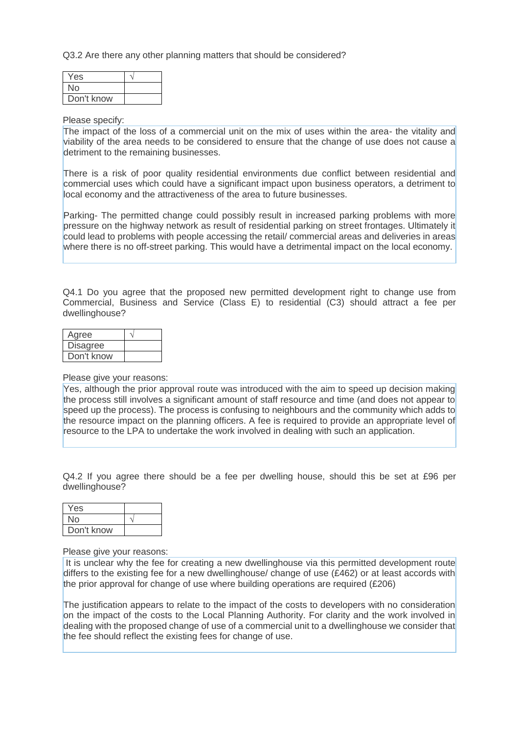Q3.2 Are there any other planning matters that should be considered?

| | |
|---|---|
| Yes | √ |
| No | |
| Don't know | |

Please specify:

The impact of the loss of a commercial unit on the mix of uses within the area- the vitality and viability of the area needs to be considered to ensure that the change of use does not cause a detriment to the remaining businesses.

There is a risk of poor quality residential environments due conflict between residential and commercial uses which could have a significant impact upon business operators, a detriment to local economy and the attractiveness of the area to future businesses.

Parking- The permitted change could possibly result in increased parking problems with more pressure on the highway network as result of residential parking on street frontages. Ultimately it could lead to problems with people accessing the retail/ commercial areas and deliveries in areas where there is no off-street parking. This would have a detrimental impact on the local economy.

Q4.1 Do you agree that the proposed new permitted development right to change use from Commercial, Business and Service (Class E) to residential (C3) should attract a fee per dwellinghouse?

| | |
|---|---|
| Agree | √ |
| Disagree | |
| Don't know | |

Please give your reasons:

Yes, although the prior approval route was introduced with the aim to speed up decision making the process still involves a significant amount of staff resource and time (and does not appear to speed up the process). The process is confusing to neighbours and the community which adds to the resource impact on the planning officers. A fee is required to provide an appropriate level of resource to the LPA to undertake the work involved in dealing with such an application.

Q4.2 If you agree there should be a fee per dwelling house, should this be set at £96 per dwellinghouse?

| | |
|---|---|
| Yes | |
| No | √ |
| Don't know | |

Please give your reasons:

It is unclear why the fee for creating a new dwellinghouse via this permitted development route differs to the existing fee for a new dwellinghouse/ change of use (£462) or at least accords with the prior approval for change of use where building operations are required (£206)

The justification appears to relate to the impact of the costs to developers with no consideration on the impact of the costs to the Local Planning Authority. For clarity and the work involved in dealing with the proposed change of use of a commercial unit to a dwellinghouse we consider that the fee should reflect the existing fees for change of use.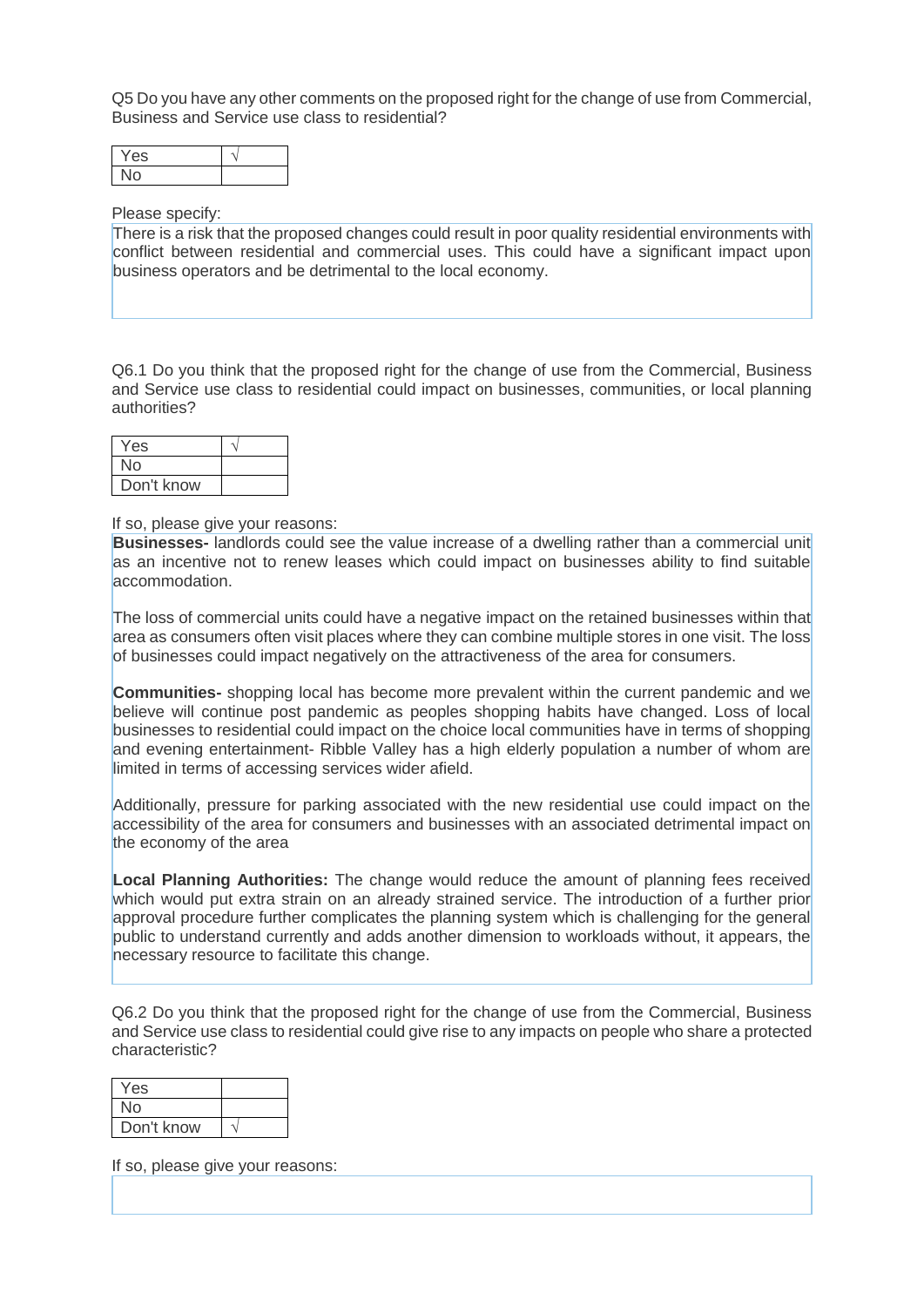Q5 Do you have any other comments on the proposed right for the change of use from Commercial, Business and Service use class to residential?

| Yes | √ |
| --- | --- |
| No | |

Please specify:

There is a risk that the proposed changes could result in poor quality residential environments with conflict between residential and commercial uses. This could have a significant impact upon business operators and be detrimental to the local economy.

Q6.1 Do you think that the proposed right for the change of use from the Commercial, Business and Service use class to residential could impact on businesses, communities, or local planning authorities?

| Yes | √ |
| --- | --- |
| No | |
| Don't know | |

If so, please give your reasons:

**Businesses-** landlords could see the value increase of a dwelling rather than a commercial unit as an incentive not to renew leases which could impact on businesses ability to find suitable accommodation.

The loss of commercial units could have a negative impact on the retained businesses within that area as consumers often visit places where they can combine multiple stores in one visit. The loss of businesses could impact negatively on the attractiveness of the area for consumers.

**Communities-** shopping local has become more prevalent within the current pandemic and we believe will continue post pandemic as peoples shopping habits have changed. Loss of local businesses to residential could impact on the choice local communities have in terms of shopping and evening entertainment- Ribble Valley has a high elderly population a number of whom are limited in terms of accessing services wider afield.

Additionally, pressure for parking associated with the new residential use could impact on the accessibility of the area for consumers and businesses with an associated detrimental impact on the economy of the area

**Local Planning Authorities:** The change would reduce the amount of planning fees received which would put extra strain on an already strained service. The introduction of a further prior approval procedure further complicates the planning system which is challenging for the general public to understand currently and adds another dimension to workloads without, it appears, the necessary resource to facilitate this change.

Q6.2 Do you think that the proposed right for the change of use from the Commercial, Business and Service use class to residential could give rise to any impacts on people who share a protected characteristic?

| Yes | |
| --- | --- |
| No | |
| Don't know | √ |

If so, please give your reasons: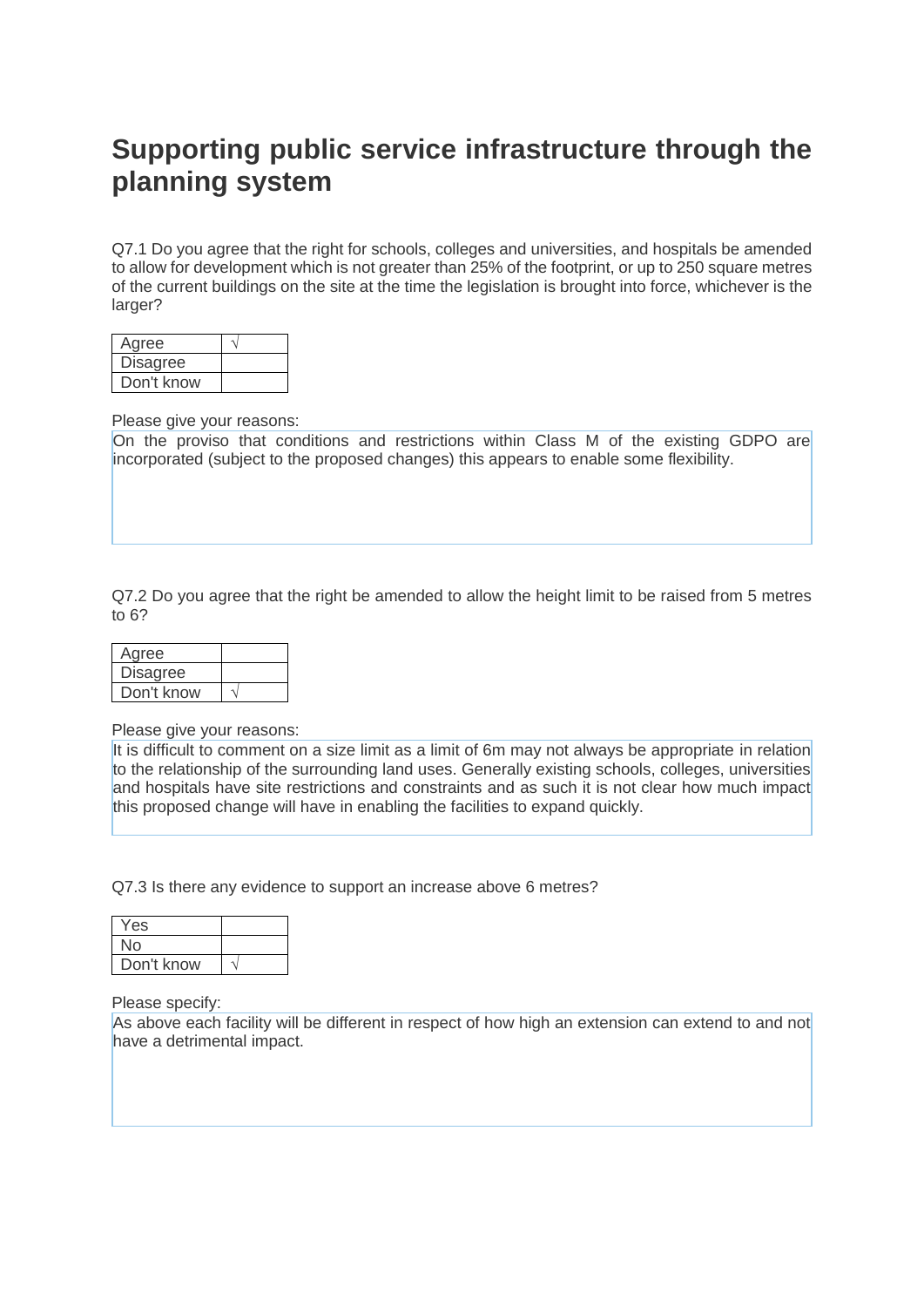# Supporting public service infrastructure through the planning system

Q7.1 Do you agree that the right for schools, colleges and universities, and hospitals be amended to allow for development which is not greater than 25% of the footprint, or up to 250 square metres of the current buildings on the site at the time the legislation is brought into force, whichever is the larger?

| | |
|---|---|
| Agree | √ |
| Disagree | |
| Don't know | |

Please give your reasons:

On the proviso that conditions and restrictions within Class M of the existing GDPO are incorporated (subject to the proposed changes) this appears to enable some flexibility.

Q7.2 Do you agree that the right be amended to allow the height limit to be raised from 5 metres to 6?

| | |
|---|---|
| Agree | |
| Disagree | |
| Don't know | √ |

Please give your reasons:

It is difficult to comment on a size limit as a limit of 6m may not always be appropriate in relation to the relationship of the surrounding land uses. Generally existing schools, colleges, universities and hospitals have site restrictions and constraints and as such it is not clear how much impact this proposed change will have in enabling the facilities to expand quickly.

Q7.3 Is there any evidence to support an increase above 6 metres?

| | |
|---|---|
| Yes | |
| No | |
| Don't know | √ |

Please specify:

As above each facility will be different in respect of how high an extension can extend to and not have a detrimental impact.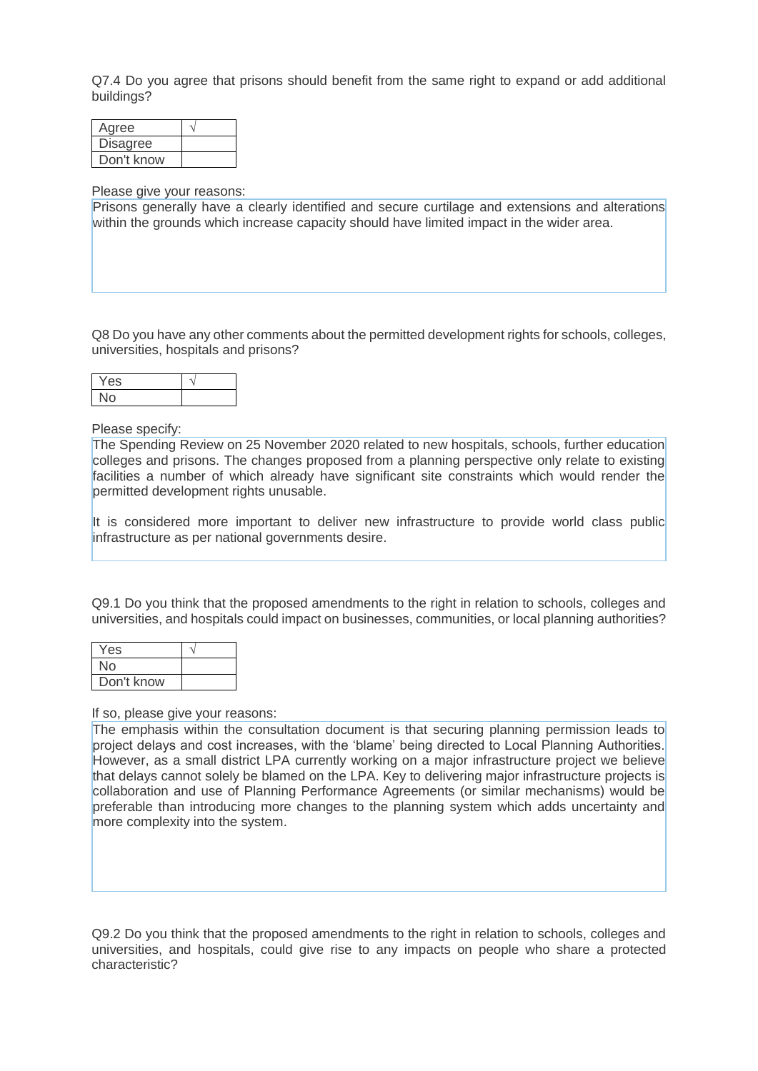Q7.4 Do you agree that prisons should benefit from the same right to expand or add additional buildings?

| Agree | √ |
|---|---|
| Disagree | |
| Don't know | |

Please give your reasons:

Prisons generally have a clearly identified and secure curtilage and extensions and alterations within the grounds which increase capacity should have limited impact in the wider area.

Q8 Do you have any other comments about the permitted development rights for schools, colleges, universities, hospitals and prisons?

| Yes | √ |
|---|---|
| No | |

Please specify:

The Spending Review on 25 November 2020 related to new hospitals, schools, further education colleges and prisons. The changes proposed from a planning perspective only relate to existing facilities a number of which already have significant site constraints which would render the permitted development rights unusable.

It is considered more important to deliver new infrastructure to provide world class public infrastructure as per national governments desire.

Q9.1 Do you think that the proposed amendments to the right in relation to schools, colleges and universities, and hospitals could impact on businesses, communities, or local planning authorities?

| Yes | √ |
|---|---|
| No | |
| Don't know | |

If so, please give your reasons:

The emphasis within the consultation document is that securing planning permission leads to project delays and cost increases, with the 'blame' being directed to Local Planning Authorities. However, as a small district LPA currently working on a major infrastructure project we believe that delays cannot solely be blamed on the LPA. Key to delivering major infrastructure projects is collaboration and use of Planning Performance Agreements (or similar mechanisms) would be preferable than introducing more changes to the planning system which adds uncertainty and more complexity into the system.

Q9.2 Do you think that the proposed amendments to the right in relation to schools, colleges and universities, and hospitals, could give rise to any impacts on people who share a protected characteristic?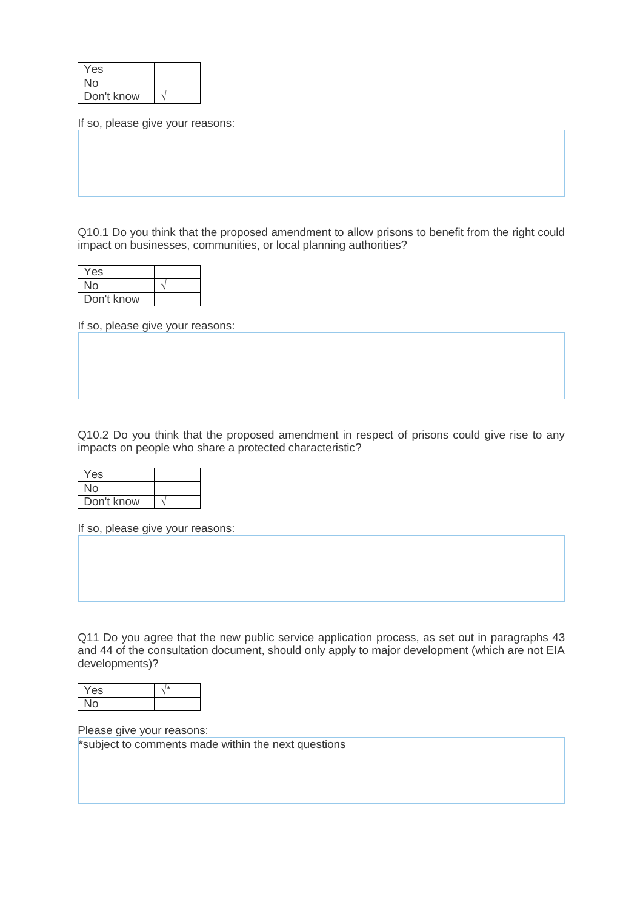| Yes | |
|---|---|
| No | |
| Don't know | √ |

If so, please give your reasons:

Q10.1 Do you think that the proposed amendment to allow prisons to benefit from the right could impact on businesses, communities, or local planning authorities?

| Yes | |
|---|---|
| No | √ |
| Don't know | |

If so, please give your reasons:

Q10.2 Do you think that the proposed amendment in respect of prisons could give rise to any impacts on people who share a protected characteristic?

| Yes | |
|---|---|
| No | |
| Don't know | √ |

If so, please give your reasons:

Q11 Do you agree that the new public service application process, as set out in paragraphs 43 and 44 of the consultation document, should only apply to major development (which are not EIA developments)?

| Yes | √* |
|---|---|
| No | |

Please give your reasons:

*subject to comments made within the next questions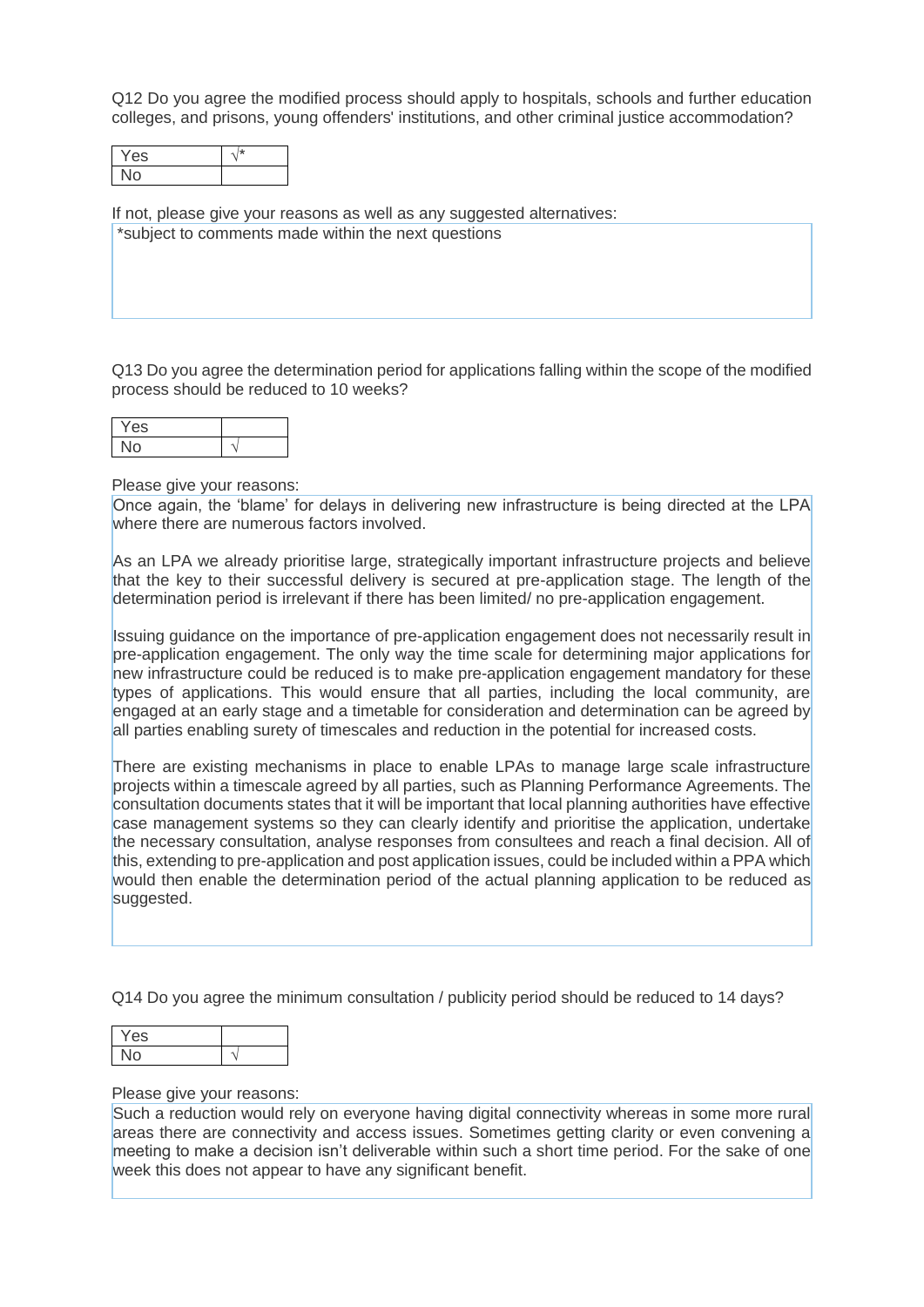Q12 Do you agree the modified process should apply to hospitals, schools and further education colleges, and prisons, young offenders' institutions, and other criminal justice accommodation?

| Yes | √* |
|---|---|
| No | |

If not, please give your reasons as well as any suggested alternatives:

*subject to comments made within the next questions

Q13 Do you agree the determination period for applications falling within the scope of the modified process should be reduced to 10 weeks?

| Yes | |
|---|---|
| No | √ |

Please give your reasons:

Once again, the 'blame' for delays in delivering new infrastructure is being directed at the LPA where there are numerous factors involved.

As an LPA we already prioritise large, strategically important infrastructure projects and believe that the key to their successful delivery is secured at pre-application stage. The length of the determination period is irrelevant if there has been limited/ no pre-application engagement.

Issuing guidance on the importance of pre-application engagement does not necessarily result in pre-application engagement. The only way the time scale for determining major applications for new infrastructure could be reduced is to make pre-application engagement mandatory for these types of applications. This would ensure that all parties, including the local community, are engaged at an early stage and a timetable for consideration and determination can be agreed by all parties enabling surety of timescales and reduction in the potential for increased costs.

There are existing mechanisms in place to enable LPAs to manage large scale infrastructure projects within a timescale agreed by all parties, such as Planning Performance Agreements. The consultation documents states that it will be important that local planning authorities have effective case management systems so they can clearly identify and prioritise the application, undertake the necessary consultation, analyse responses from consultees and reach a final decision. All of this, extending to pre-application and post application issues, could be included within a PPA which would then enable the determination period of the actual planning application to be reduced as suggested.

Q14 Do you agree the minimum consultation / publicity period should be reduced to 14 days?

| Yes | |
|---|---|
| No | √ |

Please give your reasons:

Such a reduction would rely on everyone having digital connectivity whereas in some more rural areas there are connectivity and access issues. Sometimes getting clarity or even convening a meeting to make a decision isn't deliverable within such a short time period. For the sake of one week this does not appear to have any significant benefit.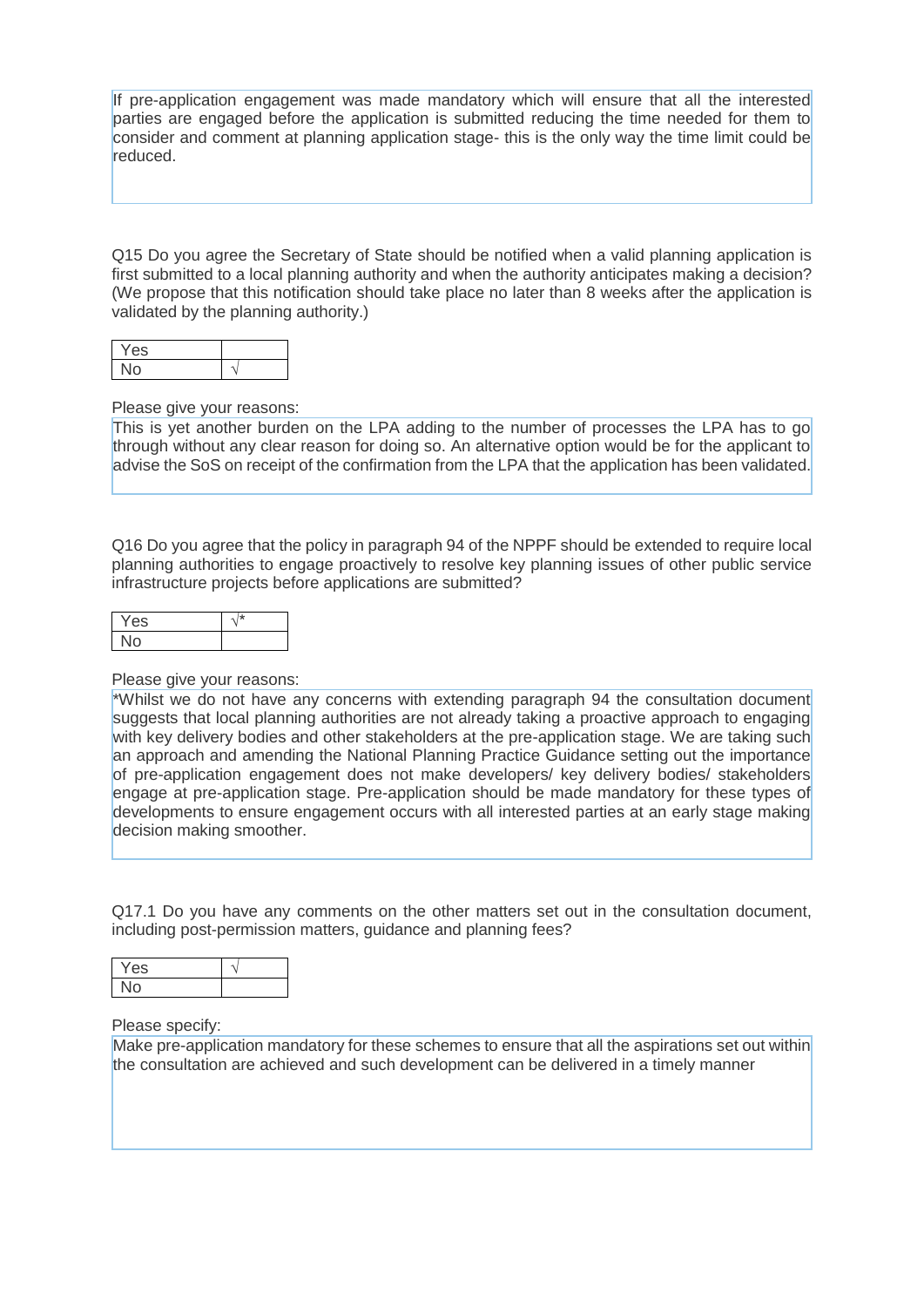If pre-application engagement was made mandatory which will ensure that all the interested parties are engaged before the application is submitted reducing the time needed for them to consider and comment at planning application stage- this is the only way the time limit could be reduced.

Q15 Do you agree the Secretary of State should be notified when a valid planning application is first submitted to a local planning authority and when the authority anticipates making a decision? (We propose that this notification should take place no later than 8 weeks after the application is validated by the planning authority.)

| Yes | |
|---|---|
| No | √ |

Please give your reasons:

This is yet another burden on the LPA adding to the number of processes the LPA has to go through without any clear reason for doing so. An alternative option would be for the applicant to advise the SoS on receipt of the confirmation from the LPA that the application has been validated.

Q16 Do you agree that the policy in paragraph 94 of the NPPF should be extended to require local planning authorities to engage proactively to resolve key planning issues of other public service infrastructure projects before applications are submitted?

| Yes | √* |
|---|---|
| No | |

Please give your reasons:

*Whilst we do not have any concerns with extending paragraph 94 the consultation document suggests that local planning authorities are not already taking a proactive approach to engaging with key delivery bodies and other stakeholders at the pre-application stage. We are taking such an approach and amending the National Planning Practice Guidance setting out the importance of pre-application engagement does not make developers/ key delivery bodies/ stakeholders engage at pre-application stage. Pre-application should be made mandatory for these types of developments to ensure engagement occurs with all interested parties at an early stage making decision making smoother.

Q17.1 Do you have any comments on the other matters set out in the consultation document, including post-permission matters, guidance and planning fees?

| Yes | √ |
|---|---|
| No | |

Please specify:

Make pre-application mandatory for these schemes to ensure that all the aspirations set out within the consultation are achieved and such development can be delivered in a timely manner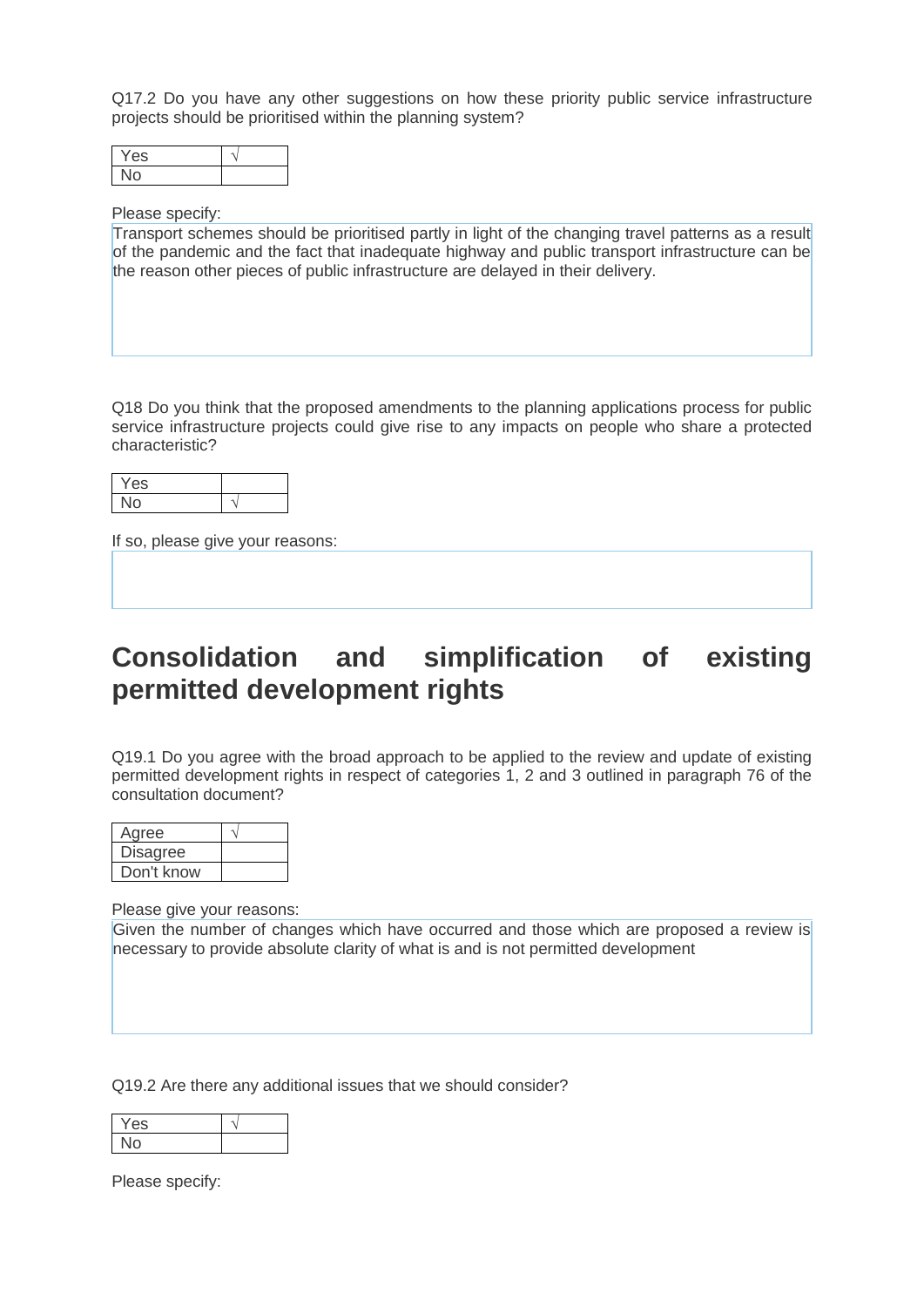Q17.2 Do you have any other suggestions on how these priority public service infrastructure projects should be prioritised within the planning system?

| Yes | √ |
|---|---|
| No | |

Please specify:

Transport schemes should be prioritised partly in light of the changing travel patterns as a result of the pandemic and the fact that inadequate highway and public transport infrastructure can be the reason other pieces of public infrastructure are delayed in their delivery.

Q18 Do you think that the proposed amendments to the planning applications process for public service infrastructure projects could give rise to any impacts on people who share a protected characteristic?

| Yes | |
|---|---|
| No | √ |

If so, please give your reasons:

## Consolidation and simplification of existing permitted development rights

Q19.1 Do you agree with the broad approach to be applied to the review and update of existing permitted development rights in respect of categories 1, 2 and 3 outlined in paragraph 76 of the consultation document?

| Agree | √ |
|---|---|
| Disagree | |
| Don't know | |

Please give your reasons:

Given the number of changes which have occurred and those which are proposed a review is necessary to provide absolute clarity of what is and is not permitted development

Q19.2 Are there any additional issues that we should consider?

| Yes | √ |
|---|---|
| No | |

Please specify: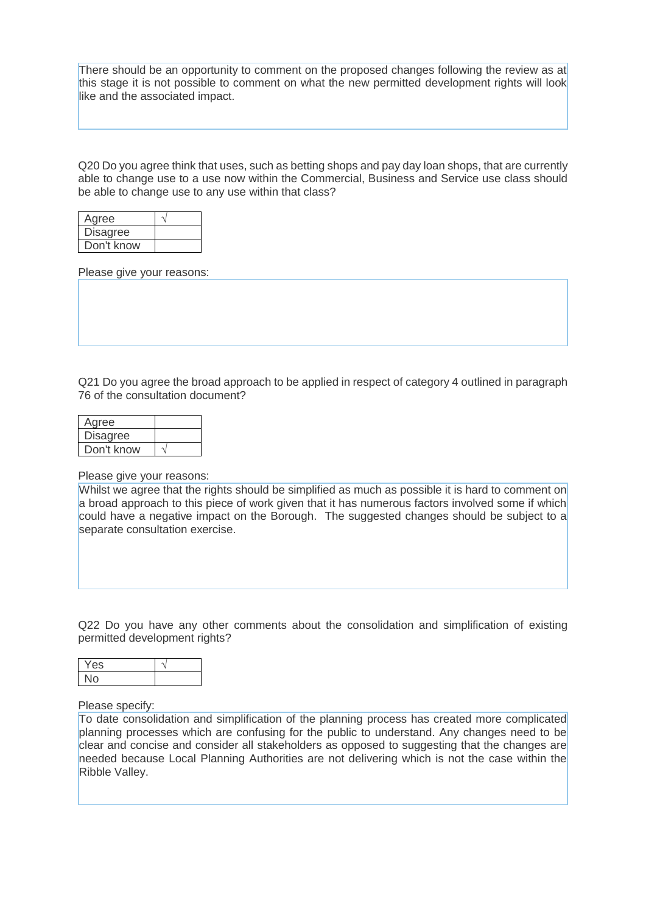There should be an opportunity to comment on the proposed changes following the review as at this stage it is not possible to comment on what the new permitted development rights will look like and the associated impact.

Q20 Do you agree think that uses, such as betting shops and pay day loan shops, that are currently able to change use to a use now within the Commercial, Business and Service use class should be able to change use to any use within that class?

| | |
|---|---|
| Agree | √ |
| Disagree | |
| Don't know | |

Please give your reasons:

Q21 Do you agree the broad approach to be applied in respect of category 4 outlined in paragraph 76 of the consultation document?

| | |
|---|---|
| Agree | |
| Disagree | |
| Don't know | √ |

Please give your reasons:

Whilst we agree that the rights should be simplified as much as possible it is hard to comment on a broad approach to this piece of work given that it has numerous factors involved some if which could have a negative impact on the Borough. The suggested changes should be subject to a separate consultation exercise.

Q22 Do you have any other comments about the consolidation and simplification of existing permitted development rights?

| | |
|---|---|
| Yes | √ |
| No | |

Please specify:

To date consolidation and simplification of the planning process has created more complicated planning processes which are confusing for the public to understand. Any changes need to be clear and concise and consider all stakeholders as opposed to suggesting that the changes are needed because Local Planning Authorities are not delivering which is not the case within the Ribble Valley.